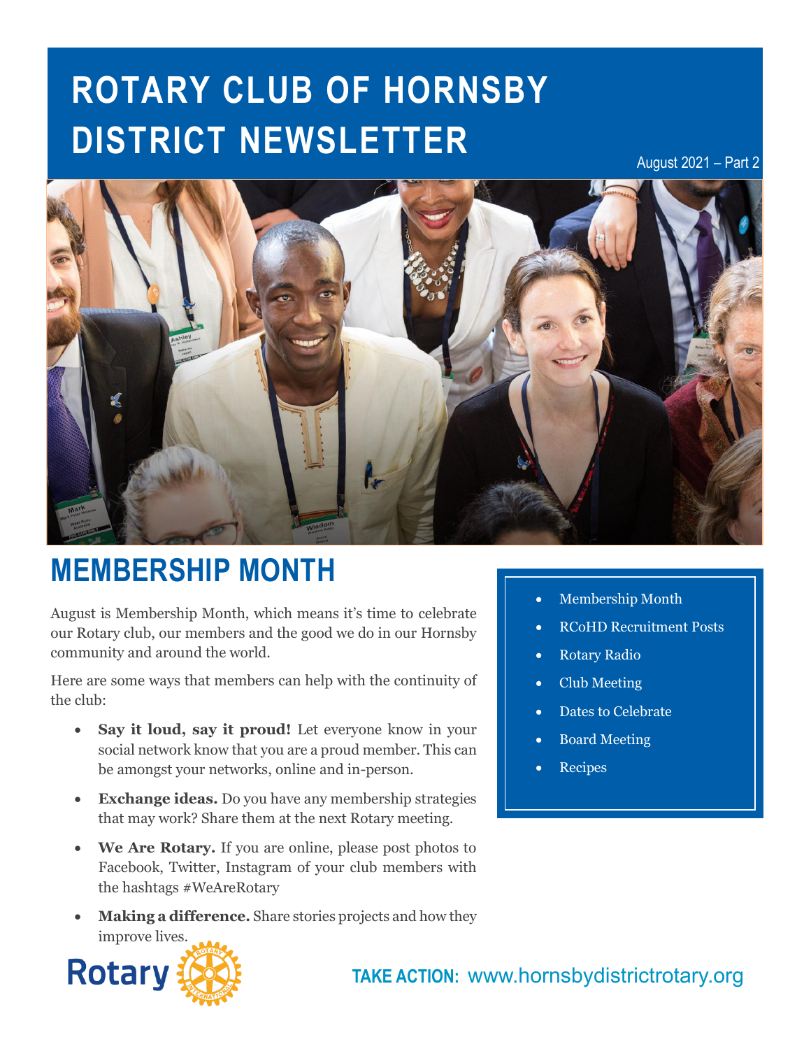# ROTARY CLUB OF HORNSBY DISTRICT NEWSLETTER

August 2021 – Part 2

## MEMBERSHIP MONTH

August is Membership Month, which means it's time to celebrate our Rotary club, our members and the good we do in our Hornsby community and around the world.

Here are some ways that members can help with the continuity of the club:

- **Say it loud, say it proud!** Let everyone know in your social network know that you are a proud member. This can be amongst your networks, online and in-person.
- **Exchange ideas.** Do you have any membership strategies that may work? Share them at the next Rotary meeting.
- **We Are Rotary.** If you are online, please post photos to Facebook, Twitter, Instagram of your club members with the hashtags #WeAreRotary
- **Making a difference.** Share stories projects and how they improve lives.

- Membership Month
- RCoHD Recruitment Posts
- Rotary Radio
- Club Meeting
- Dates to Celebrate
- Board Meeting
- Recipes

**TAKE ACTION:** www.hornsbydistrictrotary.org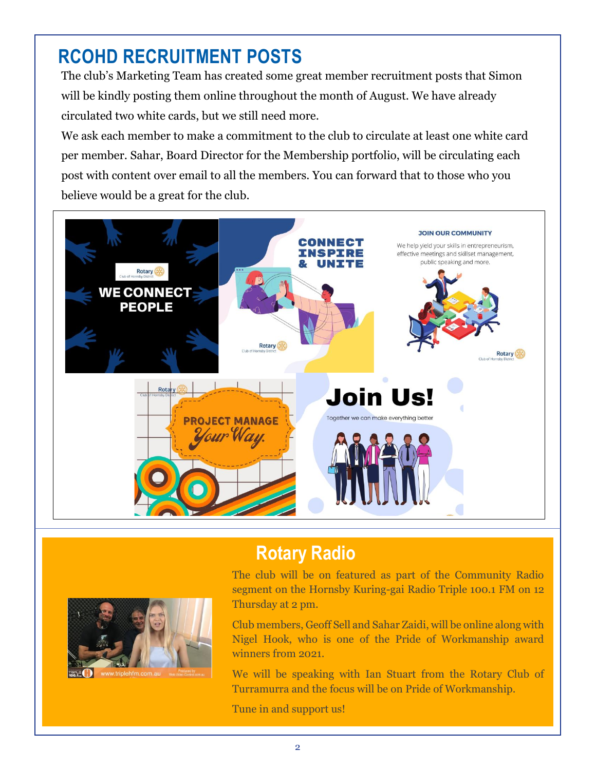## RCOHD RECRUITMENT POSTS

The club's Marketing Team has created some great member recruitment posts that Simon will be kindly posting them online throughout the month of August. We have already circulated two white cards, but we still need more.

We ask each member to make a commitment to the club to circulate at least one white card per member. Sahar, Board Director for the Membership portfolio, will be circulating each post with content over email to all the members. You can forward that to those who you believe would be a great for the club.

## Rotary Radio

The club will be on featured as part of the Community Radio segment on the Hornsby Kuring-gai Radio Triple 100.1 FM on 12 Thursday at 2 pm.

Club members, Geoff Sell and Sahar Zaidi, will be online along with Nigel Hook, who is one of the Pride of Workmanship award winners from 2021.

We will be speaking with Ian Stuart from the Rotary Club of Turramurra and the focus will be on Pride of Workmanship.

Tune in and support us!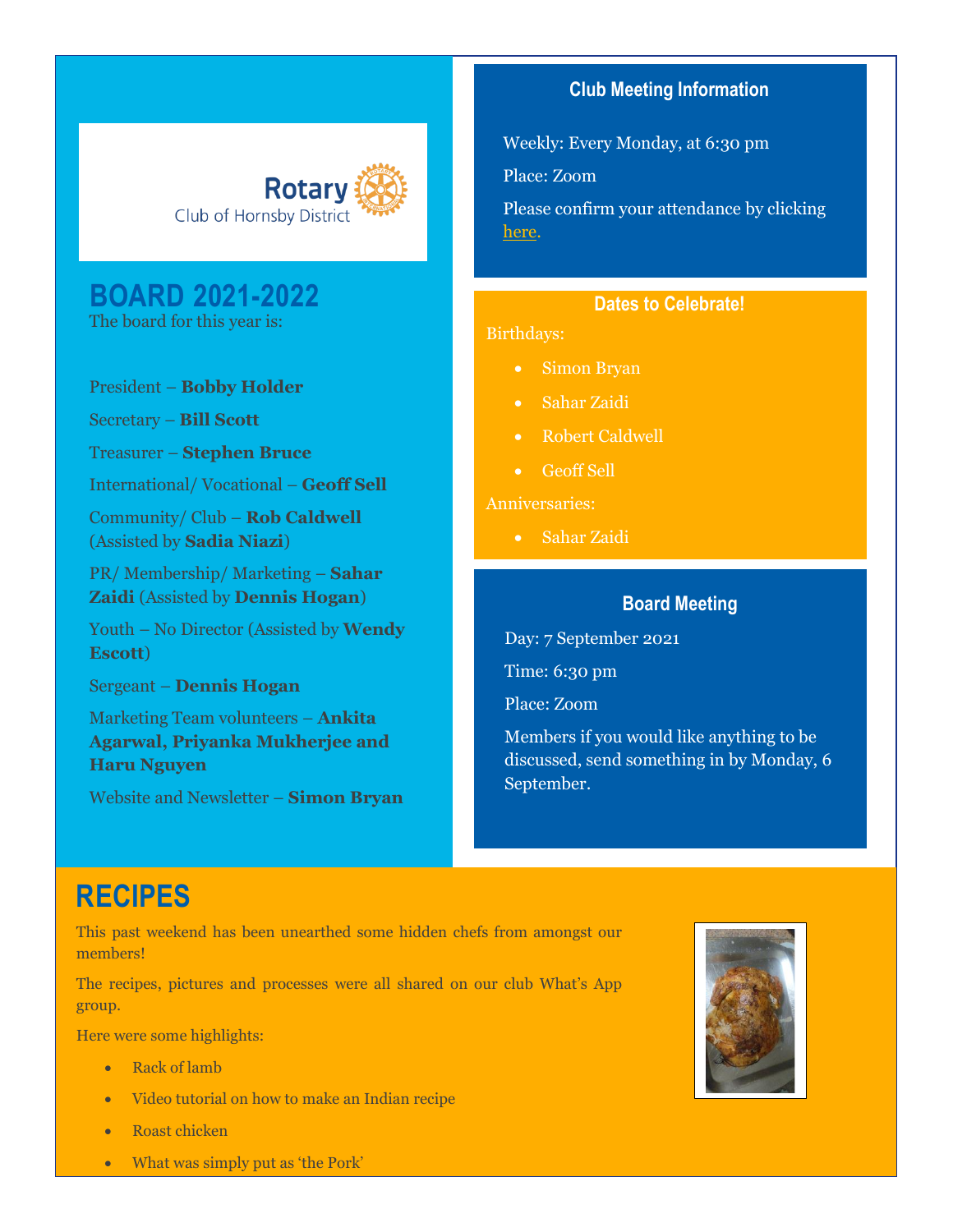Rotary Club of Hornsby District

## BOARD 2021-2022

The board for this year is:

President – **Bobby Holder**

Secretary – **Bill Scott**

Treasurer – **Stephen Bruce**

International/ Vocational – **Geoff Sell**

Community/ Club – **Rob Caldwell** (Assisted by **Sadia Niazi**)

PR/ Membership/ Marketing – **Sahar Zaidi** (Assisted by **Dennis Hogan**)

Youth – No Director (Assisted by **Wendy Escott**)

Sergeant – **Dennis Hogan**

Marketing Team volunteers – **Ankita Agarwal, Priyanka Mukherjee and Haru Nguyen**

Website and Newsletter – **Simon Bryan**

### Club Meeting Information

Weekly: Every Monday, at 6:30 pm

Place: Zoom

Please confirm your attendance by clicking here.

### Dates to Celebrate!

Birthdays:

- Simon Bryan
- Sahar Zaidi
- Robert Caldwell
- Geoff Sell

Anniversaries:

- Sahar Zaidi

### Board Meeting

Day: 7 September 2021

Time: 6:30 pm

Place: Zoom

Members if you would like anything to be discussed, send something in by Monday, 6 September.

## RECIPES

This past weekend has been unearthed some hidden chefs from amongst our members!

The recipes, pictures and processes were all shared on our club What's App group.

Here were some highlights:

- Rack of lamb
- Video tutorial on how to make an Indian recipe
- Roast chicken
- What was simply put as 'the Pork'